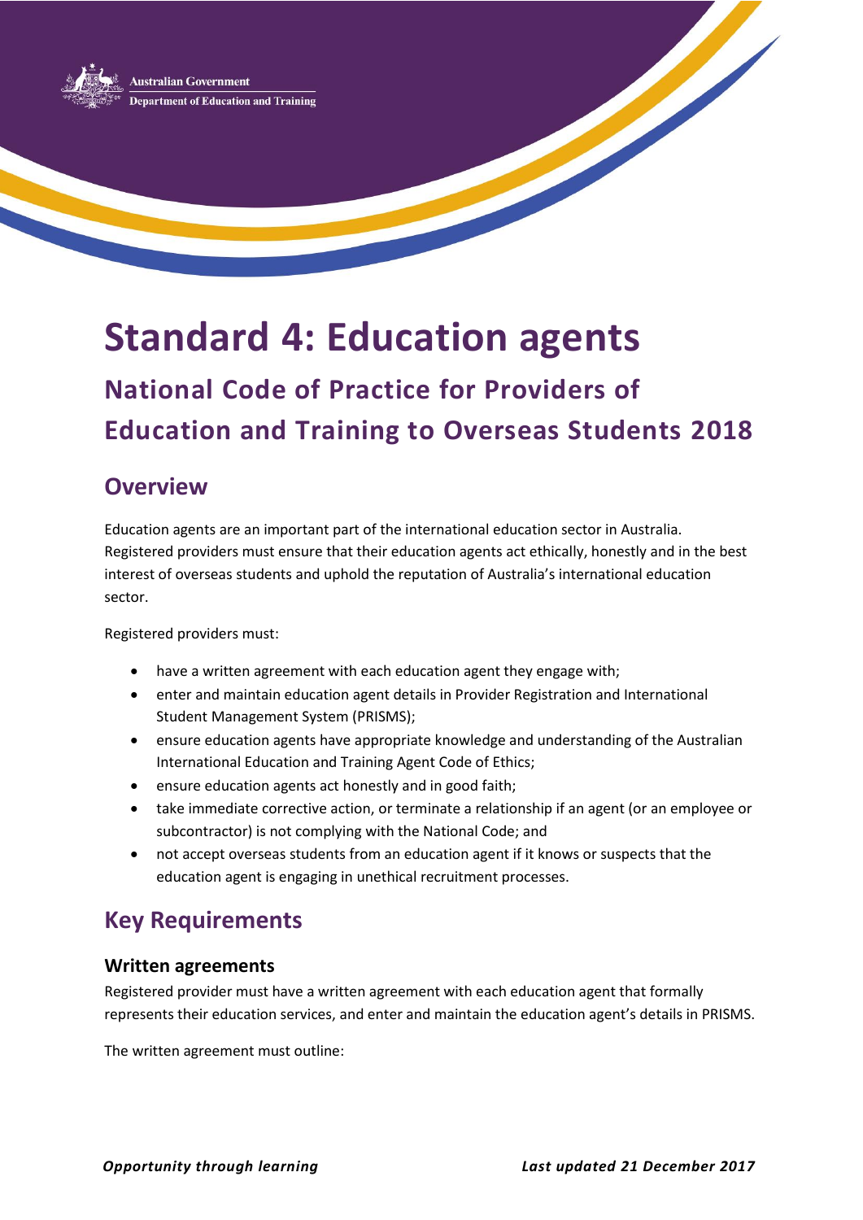Australian Government
Department of Education and Training

# Standard 4: Education agents

## National Code of Practice for Providers of Education and Training to Overseas Students 2018

## Overview

Education agents are an important part of the international education sector in Australia. Registered providers must ensure that their education agents act ethically, honestly and in the best interest of overseas students and uphold the reputation of Australia's international education sector.

Registered providers must:

- have a written agreement with each education agent they engage with;
- enter and maintain education agent details in Provider Registration and International Student Management System (PRISMS);
- ensure education agents have appropriate knowledge and understanding of the Australian International Education and Training Agent Code of Ethics;
- ensure education agents act honestly and in good faith;
- take immediate corrective action, or terminate a relationship if an agent (or an employee or subcontractor) is not complying with the National Code; and
- not accept overseas students from an education agent if it knows or suspects that the education agent is engaging in unethical recruitment processes.

## Key Requirements

### Written agreements

Registered provider must have a written agreement with each education agent that formally represents their education services, and enter and maintain the education agent's details in PRISMS.

The written agreement must outline:

*Opportunity through learning* *Last updated 21 December 2017*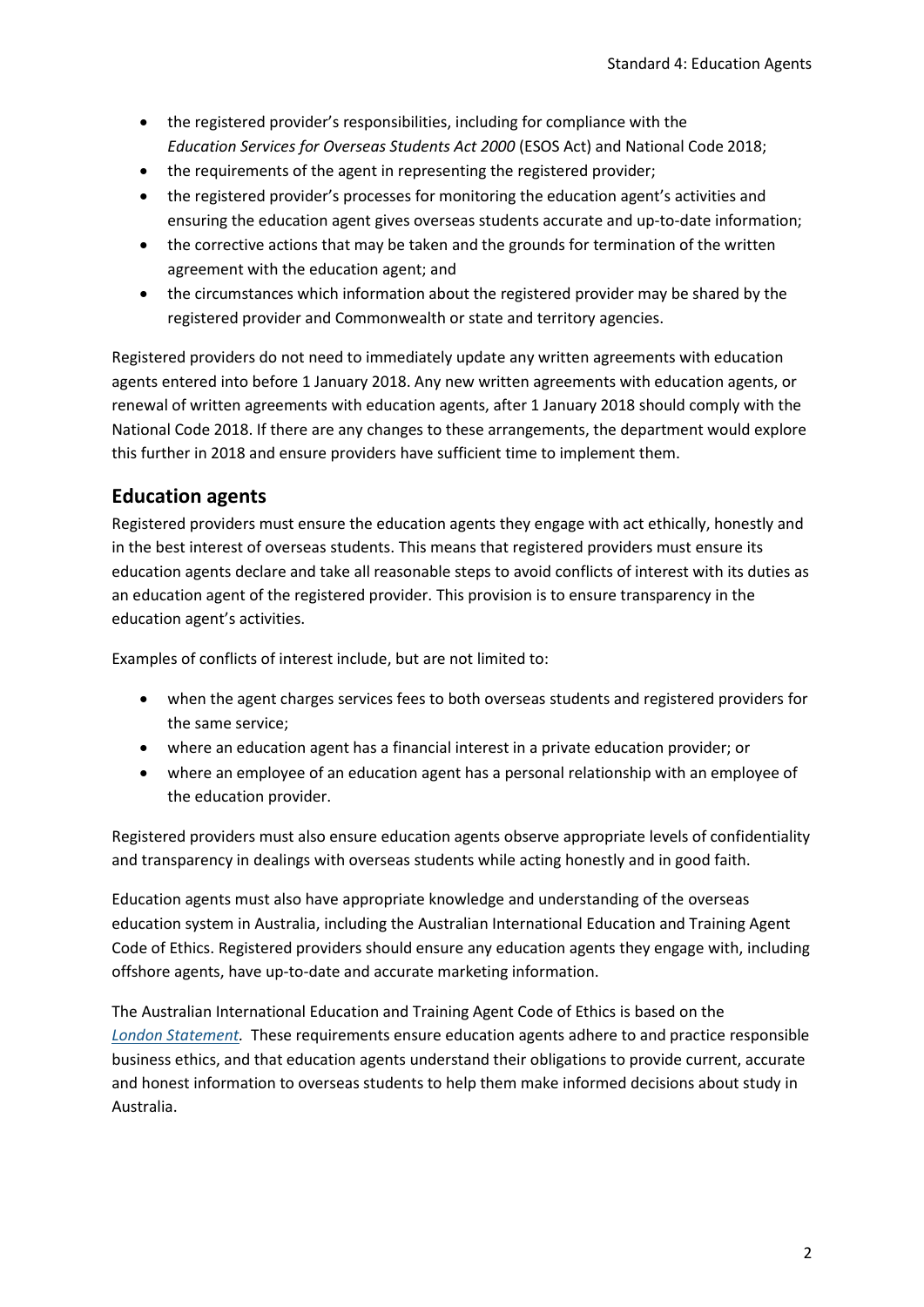- the registered provider's responsibilities, including for compliance with the *Education Services for Overseas Students Act 2000* (ESOS Act) and National Code 2018;
- the requirements of the agent in representing the registered provider;
- the registered provider's processes for monitoring the education agent's activities and ensuring the education agent gives overseas students accurate and up-to-date information;
- the corrective actions that may be taken and the grounds for termination of the written agreement with the education agent; and
- the circumstances which information about the registered provider may be shared by the registered provider and Commonwealth or state and territory agencies.

Registered providers do not need to immediately update any written agreements with education agents entered into before 1 January 2018. Any new written agreements with education agents, or renewal of written agreements with education agents, after 1 January 2018 should comply with the National Code 2018. If there are any changes to these arrangements, the department would explore this further in 2018 and ensure providers have sufficient time to implement them.

## Education agents

Registered providers must ensure the education agents they engage with act ethically, honestly and in the best interest of overseas students. This means that registered providers must ensure its education agents declare and take all reasonable steps to avoid conflicts of interest with its duties as an education agent of the registered provider. This provision is to ensure transparency in the education agent's activities.

Examples of conflicts of interest include, but are not limited to:

- when the agent charges services fees to both overseas students and registered providers for the same service;
- where an education agent has a financial interest in a private education provider; or
- where an employee of an education agent has a personal relationship with an employee of the education provider.

Registered providers must also ensure education agents observe appropriate levels of confidentiality and transparency in dealings with overseas students while acting honestly and in good faith.

Education agents must also have appropriate knowledge and understanding of the overseas education system in Australia, including the Australian International Education and Training Agent Code of Ethics. Registered providers should ensure any education agents they engage with, including offshore agents, have up-to-date and accurate marketing information.

The Australian International Education and Training Agent Code of Ethics is based on the *London Statement.* These requirements ensure education agents adhere to and practice responsible business ethics, and that education agents understand their obligations to provide current, accurate and honest information to overseas students to help them make informed decisions about study in Australia.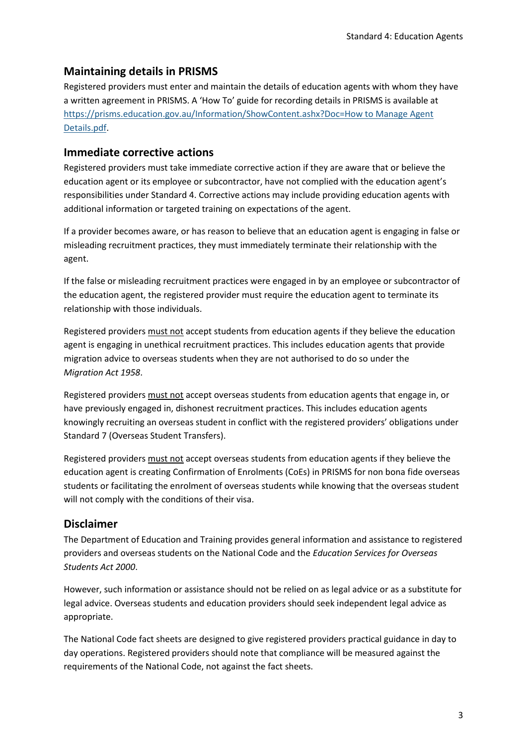## Maintaining details in PRISMS

Registered providers must enter and maintain the details of education agents with whom they have a written agreement in PRISMS. A 'How To' guide for recording details in PRISMS is available at [https://prisms.education.gov.au/Information/ShowContent.ashx?Doc=How to Manage Agent Details.pdf](https://prisms.education.gov.au/Information/ShowContent.ashx?Doc=How to Manage Agent Details.pdf).

## Immediate corrective actions

Registered providers must take immediate corrective action if they are aware that or believe the education agent or its employee or subcontractor, have not complied with the education agent's responsibilities under Standard 4. Corrective actions may include providing education agents with additional information or targeted training on expectations of the agent.

If a provider becomes aware, or has reason to believe that an education agent is engaging in false or misleading recruitment practices, they must immediately terminate their relationship with the agent.

If the false or misleading recruitment practices were engaged in by an employee or subcontractor of the education agent, the registered provider must require the education agent to terminate its relationship with those individuals.

Registered providers must not accept students from education agents if they believe the education agent is engaging in unethical recruitment practices. This includes education agents that provide migration advice to overseas students when they are not authorised to do so under the *Migration Act 1958*.

Registered providers must not accept overseas students from education agents that engage in, or have previously engaged in, dishonest recruitment practices. This includes education agents knowingly recruiting an overseas student in conflict with the registered providers' obligations under Standard 7 (Overseas Student Transfers).

Registered providers must not accept overseas students from education agents if they believe the education agent is creating Confirmation of Enrolments (CoEs) in PRISMS for non bona fide overseas students or facilitating the enrolment of overseas students while knowing that the overseas student will not comply with the conditions of their visa.

## Disclaimer

The Department of Education and Training provides general information and assistance to registered providers and overseas students on the National Code and the *Education Services for Overseas Students Act 2000*.

However, such information or assistance should not be relied on as legal advice or as a substitute for legal advice. Overseas students and education providers should seek independent legal advice as appropriate.

The National Code fact sheets are designed to give registered providers practical guidance in day to day operations. Registered providers should note that compliance will be measured against the requirements of the National Code, not against the fact sheets.